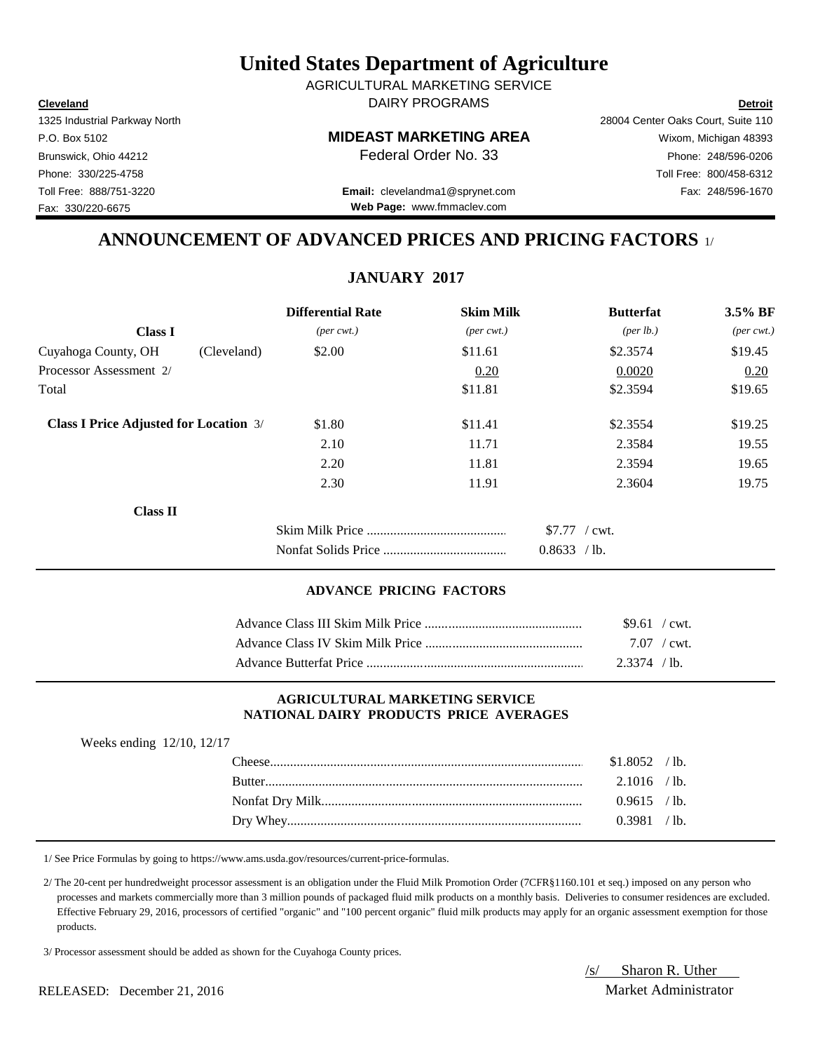# United States Department of Agriculture

AGRICULTURAL MARKETING SERVICE
DAIRY PROGRAMS

**Cleveland**
1325 Industrial Parkway North
P.O. Box 5102
Brunswick, Ohio 44212
Phone: 330/225-4758
Toll Free: 888/751-3220
Fax: 330/220-6675

**MIDEAST MARKETING AREA**
Federal Order No. 33

**Email:** clevelandma1@sprynet.com
**Web Page:** www.fmmaclev.com

**Detroit**
28004 Center Oaks Court, Suite 110
Wixom, Michigan 48393
Phone: 248/596-0206
Toll Free: 800/458-6312
Fax: 248/596-1670

## ANNOUNCEMENT OF ADVANCED PRICES AND PRICING FACTORS 1/

### JANUARY 2017

| **Class I** | | **Differential Rate** *(per cwt.)* | **Skim Milk** *(per cwt.)* | **Butterfat** *(per lb.)* | **3.5% BF** *(per cwt.)* |
|---|---|---|---|---|---|
| Cuyahoga County, OH | (Cleveland) | $2.00 | $11.61 | $2.3574 | $19.45 |
| Processor Assessment 2/ | | | 0.20 | 0.0020 | 0.20 |
| Total | | | $11.81 | $2.3594 | $19.65 |
| **Class I Price Adjusted for Location** 3/ | | $1.80 | $11.41 | $2.3554 | $19.25 |
| | | 2.10 | 11.71 | 2.3584 | 19.55 |
| | | 2.20 | 11.81 | 2.3594 | 19.65 |
| | | 2.30 | 11.91 | 2.3604 | 19.75 |

**Class II**

| | |
|---|---|
| Skim Milk Price | $7.77 / cwt. |
| Nonfat Solids Price | 0.8633 / lb. |

#### ADVANCE PRICING FACTORS

| | |
|---|---|
| Advance Class III Skim Milk Price | $9.61 / cwt. |
| Advance Class IV Skim Milk Price | 7.07 / cwt. |
| Advance Butterfat Price | 2.3374 / lb. |

#### AGRICULTURAL MARKETING SERVICE NATIONAL DAIRY PRODUCTS PRICE AVERAGES

Weeks ending 12/10, 12/17

| | |
|---|---|
| Cheese | $1.8052 / lb. |
| Butter | 2.1016 / lb. |
| Nonfat Dry Milk | 0.9615 / lb. |
| Dry Whey | 0.3981 / lb. |

1/ See Price Formulas by going to https://www.ams.usda.gov/resources/current-price-formulas.

2/ The 20-cent per hundredweight processor assessment is an obligation under the Fluid Milk Promotion Order (7CFR§1160.101 et seq.) imposed on any person who processes and markets commercially more than 3 million pounds of packaged fluid milk products on a monthly basis. Deliveries to consumer residences are excluded. Effective February 29, 2016, processors of certified "organic" and "100 percent organic" fluid milk products may apply for an organic assessment exemption for those products.

3/ Processor assessment should be added as shown for the Cuyahoga County prices.

RELEASED: December 21, 2016

/s/ Sharon R. Uther
Market Administrator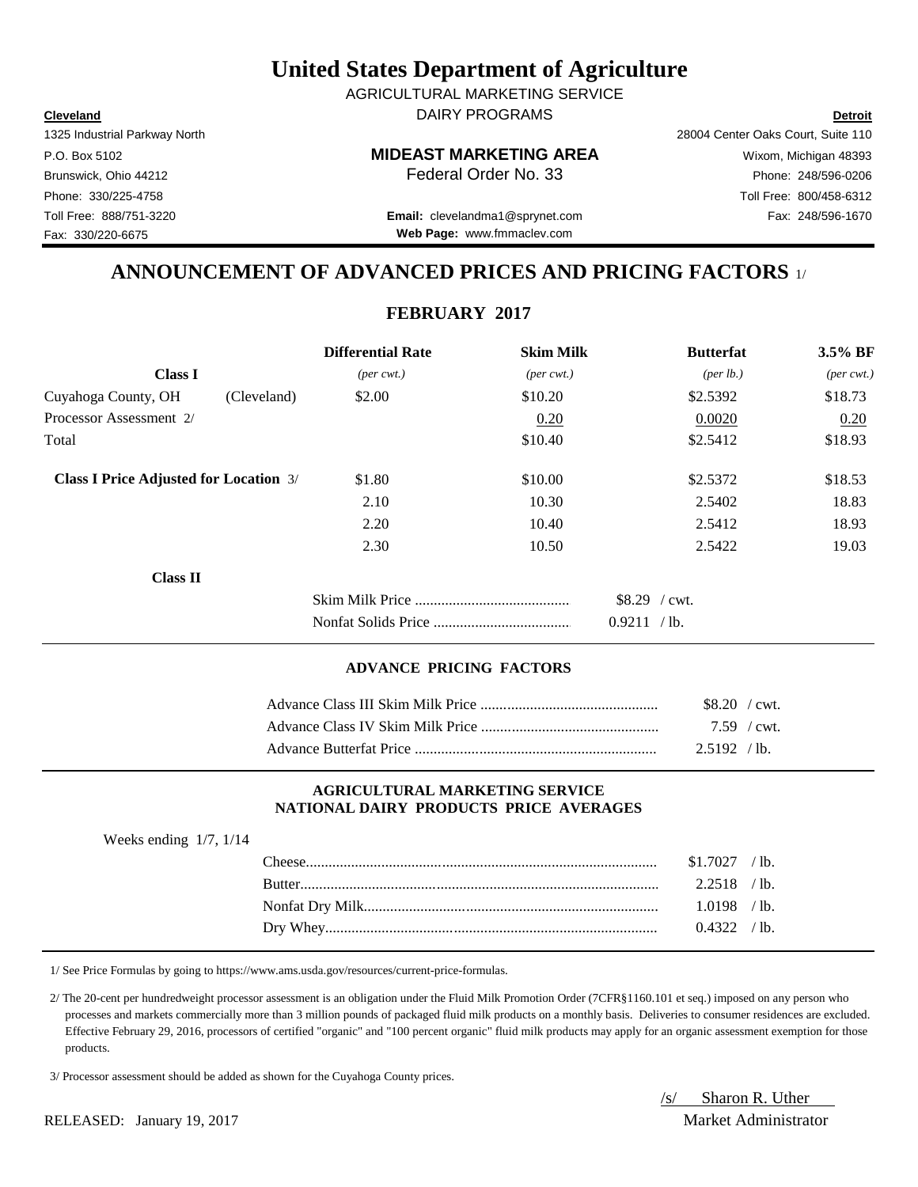# United States Department of Agriculture

AGRICULTURAL MARKETING SERVICE

DAIRY PROGRAMS

**Cleveland**
1325 Industrial Parkway North
P.O. Box 5102
Brunswick, Ohio 44212
Phone: 330/225-4758
Toll Free: 888/751-3220
Fax: 330/220-6675

**MIDEAST MARKETING AREA**
Federal Order No. 33

**Email:** clevelandma1@sprynet.com
**Web Page:** www.fmmaclev.com

**Detroit**
28004 Center Oaks Court, Suite 110
Wixom, Michigan 48393
Phone: 248/596-0206
Toll Free: 800/458-6312
Fax: 248/596-1670

## ANNOUNCEMENT OF ADVANCED PRICES AND PRICING FACTORS 1/

### FEBRUARY 2017

| | | Differential Rate | Skim Milk | Butterfat | 3.5% BF |
|---|---|---|---|---|---|
| **Class I** | | *(per cwt.)* | *(per cwt.)* | *(per lb.)* | *(per cwt.)* |
| Cuyahoga County, OH | (Cleveland) | $2.00 | $10.20 | $2.5392 | $18.73 |
| Processor Assessment 2/ | | | 0.20 | 0.0020 | 0.20 |
| Total | | | $10.40 | $2.5412 | $18.93 |
| **Class I Price Adjusted for Location 3/** | | $1.80 | $10.00 | $2.5372 | $18.53 |
| | | 2.10 | 10.30 | 2.5402 | 18.83 |
| | | 2.20 | 10.40 | 2.5412 | 18.93 |
| | | 2.30 | 10.50 | 2.5422 | 19.03 |

**Class II**

| | |
|---|---|
| Skim Milk Price | $8.29 / cwt. |
| Nonfat Solids Price | 0.9211 / lb. |

#### ADVANCE PRICING FACTORS

| | |
|---|---|
| Advance Class III Skim Milk Price | $8.20 / cwt. |
| Advance Class IV Skim Milk Price | 7.59 / cwt. |
| Advance Butterfat Price | 2.5192 / lb. |

#### AGRICULTURAL MARKETING SERVICE
#### NATIONAL DAIRY PRODUCTS PRICE AVERAGES

Weeks ending 1/7, 1/14

| | |
|---|---|
| Cheese | $1.7027 / lb. |
| Butter | 2.2518 / lb. |
| Nonfat Dry Milk | 1.0198 / lb. |
| Dry Whey | 0.4322 / lb. |

1/ See Price Formulas by going to https://www.ams.usda.gov/resources/current-price-formulas.

2/ The 20-cent per hundredweight processor assessment is an obligation under the Fluid Milk Promotion Order (7CFR§1160.101 et seq.) imposed on any person who processes and markets commercially more than 3 million pounds of packaged fluid milk products on a monthly basis. Deliveries to consumer residences are excluded. Effective February 29, 2016, processors of certified "organic" and "100 percent organic" fluid milk products may apply for an organic assessment exemption for those products.

3/ Processor assessment should be added as shown for the Cuyahoga County prices.

/s/ Sharon R. Uther
Market Administrator

RELEASED: January 19, 2017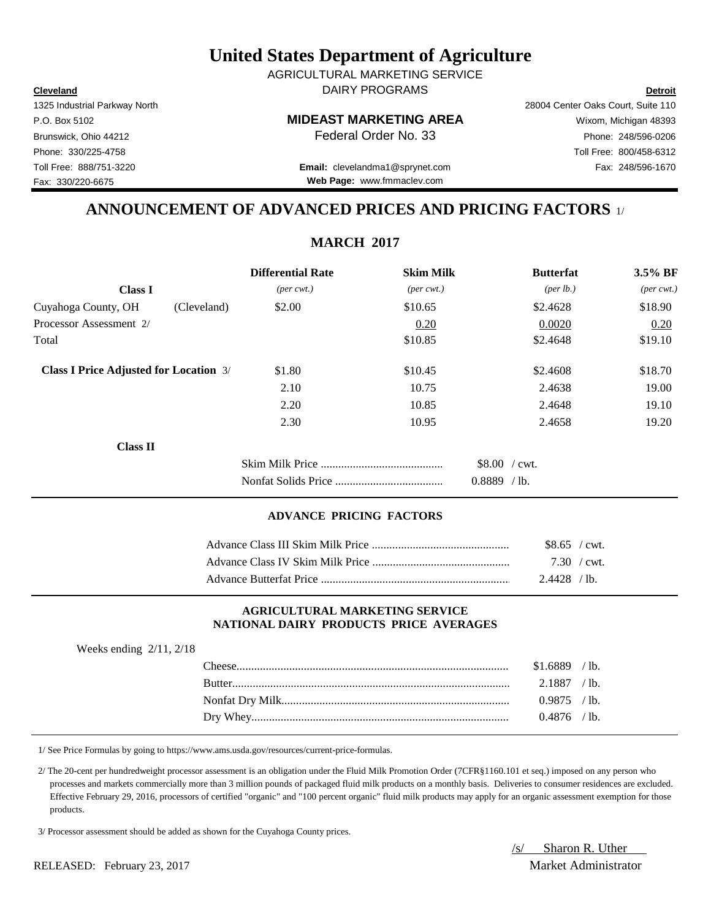# United States Department of Agriculture

AGRICULTURAL MARKETING SERVICE
DAIRY PROGRAMS

**Cleveland**
1325 Industrial Parkway North
P.O. Box 5102
Brunswick, Ohio 44212
Phone: 330/225-4758
Toll Free: 888/751-3220
Fax: 330/220-6675

**MIDEAST MARKETING AREA**
Federal Order No. 33

**Email:** clevelandma1@sprynet.com
**Web Page:** www.fmmaclev.com

**Detroit**
28004 Center Oaks Court, Suite 110
Wixom, Michigan 48393
Phone: 248/596-0206
Toll Free: 800/458-6312
Fax: 248/596-1670

## ANNOUNCEMENT OF ADVANCED PRICES AND PRICING FACTORS 1/

### MARCH 2017

| **Class I** | | **Differential Rate** *(per cwt.)* | **Skim Milk** *(per cwt.)* | **Butterfat** *(per lb.)* | **3.5% BF** *(per cwt.)* |
|---|---|---|---|---|---|
| Cuyahoga County, OH | (Cleveland) | $2.00 | $10.65 | $2.4628 | $18.90 |
| Processor Assessment 2/ | | | 0.20 | 0.0020 | 0.20 |
| Total | | | $10.85 | $2.4648 | $19.10 |
| **Class I Price Adjusted for Location** 3/ | | $1.80 | $10.45 | $2.4608 | $18.70 |
| | | 2.10 | 10.75 | 2.4638 | 19.00 |
| | | 2.20 | 10.85 | 2.4648 | 19.10 |
| | | 2.30 | 10.95 | 2.4658 | 19.20 |

**Class II**

| | |
|---|---|
| Skim Milk Price | $8.00 / cwt. |
| Nonfat Solids Price | 0.8889 / lb. |

#### ADVANCE PRICING FACTORS

| | |
|---|---|
| Advance Class III Skim Milk Price | $8.65 / cwt. |
| Advance Class IV Skim Milk Price | 7.30 / cwt. |
| Advance Butterfat Price | 2.4428 / lb. |

#### AGRICULTURAL MARKETING SERVICE NATIONAL DAIRY PRODUCTS PRICE AVERAGES

Weeks ending 2/11, 2/18

| | |
|---|---|
| Cheese | $1.6889 / lb. |
| Butter | 2.1887 / lb. |
| Nonfat Dry Milk | 0.9875 / lb. |
| Dry Whey | 0.4876 / lb. |

1/ See Price Formulas by going to https://www.ams.usda.gov/resources/current-price-formulas.

2/ The 20-cent per hundredweight processor assessment is an obligation under the Fluid Milk Promotion Order (7CFR§1160.101 et seq.) imposed on any person who processes and markets commercially more than 3 million pounds of packaged fluid milk products on a monthly basis. Deliveries to consumer residences are excluded. Effective February 29, 2016, processors of certified "organic" and "100 percent organic" fluid milk products may apply for an organic assessment exemption for those products.

3/ Processor assessment should be added as shown for the Cuyahoga County prices.

RELEASED: February 23, 2017

/s/ Sharon R. Uther
Market Administrator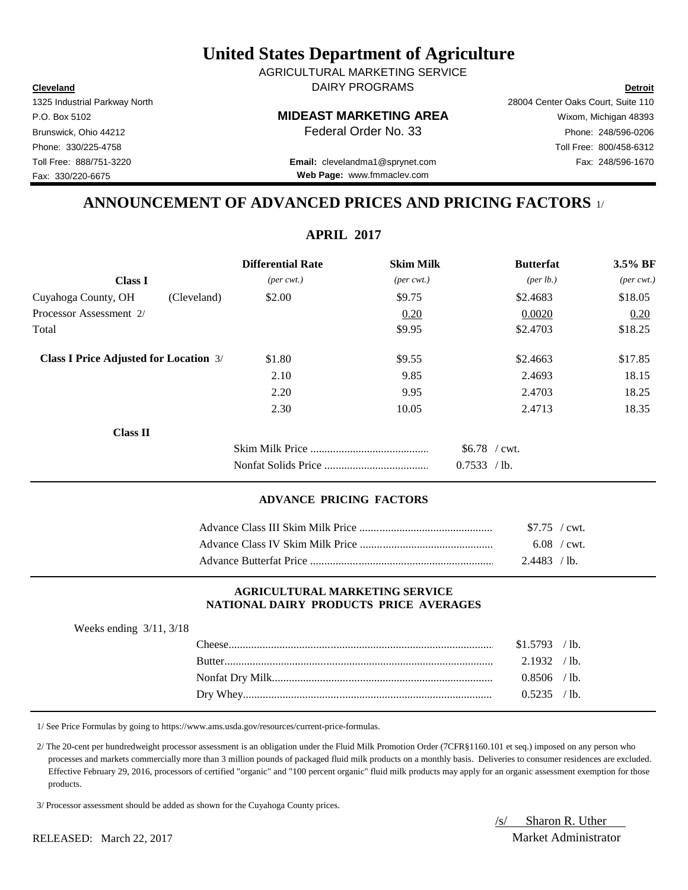# United States Department of Agriculture

AGRICULTURAL MARKETING SERVICE
DAIRY PROGRAMS

**Cleveland**
1325 Industrial Parkway North
P.O. Box 5102
Brunswick, Ohio 44212
Phone: 330/225-4758
Toll Free: 888/751-3220
Fax: 330/220-6675

**MIDEAST MARKETING AREA**
Federal Order No. 33

**Email:** clevelandma1@sprynet.com
**Web Page:** www.fmmaclev.com

**Detroit**
28004 Center Oaks Court, Suite 110
Wixom, Michigan 48393
Phone: 248/596-0206
Toll Free: 800/458-6312
Fax: 248/596-1670

## ANNOUNCEMENT OF ADVANCED PRICES AND PRICING FACTORS 1/

### APRIL 2017

| Class I | | Differential Rate *(per cwt.)* | Skim Milk *(per cwt.)* | Butterfat *(per lb.)* | 3.5% BF *(per cwt.)* |
|---|---|---|---|---|---|
| Cuyahoga County, OH | (Cleveland) | $2.00 | $9.75 | $2.4683 | $18.05 |
| Processor Assessment 2/ | | | 0.20 | 0.0020 | 0.20 |
| Total | | | $9.95 | $2.4703 | $18.25 |
| **Class I Price Adjusted for Location** 3/ | | $1.80 | $9.55 | $2.4663 | $17.85 |
| | | 2.10 | 9.85 | 2.4693 | 18.15 |
| | | 2.20 | 9.95 | 2.4703 | 18.25 |
| | | 2.30 | 10.05 | 2.4713 | 18.35 |

**Class II**

| | |
|---|---|
| Skim Milk Price | $6.78 / cwt. |
| Nonfat Solids Price | 0.7533 / lb. |

#### ADVANCE PRICING FACTORS

| | |
|---|---|
| Advance Class III Skim Milk Price | $7.75 / cwt. |
| Advance Class IV Skim Milk Price | 6.08 / cwt. |
| Advance Butterfat Price | 2.4483 / lb. |

#### AGRICULTURAL MARKETING SERVICE
#### NATIONAL DAIRY PRODUCTS PRICE AVERAGES

Weeks ending 3/11, 3/18

| | |
|---|---|
| Cheese | $1.5793 / lb. |
| Butter | 2.1932 / lb. |
| Nonfat Dry Milk | 0.8506 / lb. |
| Dry Whey | 0.5235 / lb. |

1/ See Price Formulas by going to https://www.ams.usda.gov/resources/current-price-formulas.

2/ The 20-cent per hundredweight processor assessment is an obligation under the Fluid Milk Promotion Order (7CFR§1160.101 et seq.) imposed on any person who processes and markets commercially more than 3 million pounds of packaged fluid milk products on a monthly basis. Deliveries to consumer residences are excluded. Effective February 29, 2016, processors of certified "organic" and "100 percent organic" fluid milk products may apply for an organic assessment exemption for those products.

3/ Processor assessment should be added as shown for the Cuyahoga County prices.

RELEASED: March 22, 2017

/s/ Sharon R. Uther
Market Administrator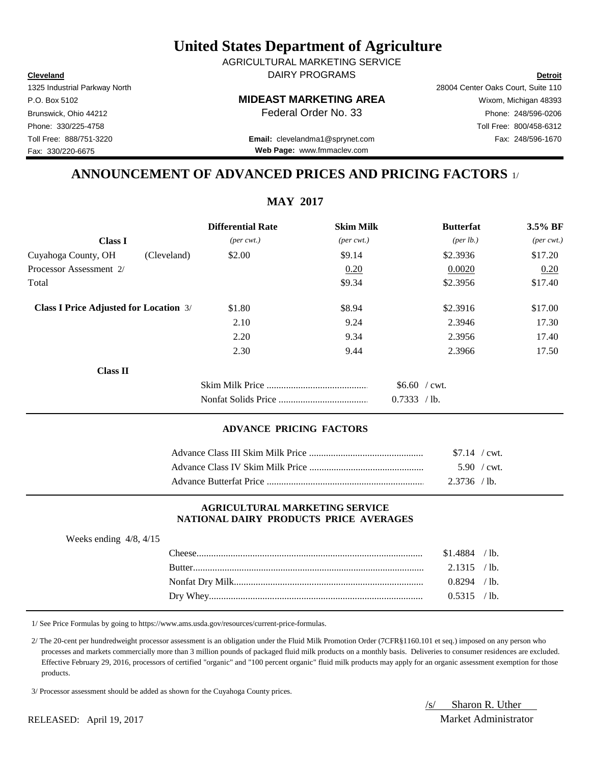# United States Department of Agriculture

AGRICULTURAL MARKETING SERVICE

DAIRY PROGRAMS

**Cleveland**
1325 Industrial Parkway North
P.O. Box 5102
Brunswick, Ohio 44212
Phone: 330/225-4758
Toll Free: 888/751-3220
Fax: 330/220-6675

**MIDEAST MARKETING AREA**
Federal Order No. 33

**Email:** clevelandma1@sprynet.com
**Web Page:** www.fmmaclev.com

**Detroit**
28004 Center Oaks Court, Suite 110
Wixom, Michigan 48393
Phone: 248/596-0206
Toll Free: 800/458-6312
Fax: 248/596-1670

## ANNOUNCEMENT OF ADVANCED PRICES AND PRICING FACTORS 1/

### MAY 2017

| | | Differential Rate | Skim Milk | Butterfat | 3.5% BF |
|---|---|---|---|---|---|
| **Class I** | | *(per cwt.)* | *(per cwt.)* | *(per lb.)* | *(per cwt.)* |
| Cuyahoga County, OH | (Cleveland) | $2.00 | $9.14 | $2.3936 | $17.20 |
| Processor Assessment 2/ | | | 0.20 | 0.0020 | 0.20 |
| Total | | | $9.34 | $2.3956 | $17.40 |
| **Class I Price Adjusted for Location** 3/ | | $1.80 | $8.94 | $2.3916 | $17.00 |
| | | 2.10 | 9.24 | 2.3946 | 17.30 |
| | | 2.20 | 9.34 | 2.3956 | 17.40 |
| | | 2.30 | 9.44 | 2.3966 | 17.50 |

**Class II**

| | |
|---|---|
| Skim Milk Price | $6.60 / cwt. |
| Nonfat Solids Price | 0.7333 / lb. |

### ADVANCE PRICING FACTORS

| | |
|---|---|
| Advance Class III Skim Milk Price | $7.14 / cwt. |
| Advance Class IV Skim Milk Price | 5.90 / cwt. |
| Advance Butterfat Price | 2.3736 / lb. |

### AGRICULTURAL MARKETING SERVICE NATIONAL DAIRY PRODUCTS PRICE AVERAGES

Weeks ending 4/8, 4/15

| | |
|---|---|
| Cheese | $1.4884 / lb. |
| Butter | 2.1315 / lb. |
| Nonfat Dry Milk | 0.8294 / lb. |
| Dry Whey | 0.5315 / lb. |

1/ See Price Formulas by going to https://www.ams.usda.gov/resources/current-price-formulas.

2/ The 20-cent per hundredweight processor assessment is an obligation under the Fluid Milk Promotion Order (7CFR§1160.101 et seq.) imposed on any person who processes and markets commercially more than 3 million pounds of packaged fluid milk products on a monthly basis. Deliveries to consumer residences are excluded. Effective February 29, 2016, processors of certified "organic" and "100 percent organic" fluid milk products may apply for an organic assessment exemption for those products.

3/ Processor assessment should be added as shown for the Cuyahoga County prices.

RELEASED: April 19, 2017

/s/ Sharon R. Uther
Market Administrator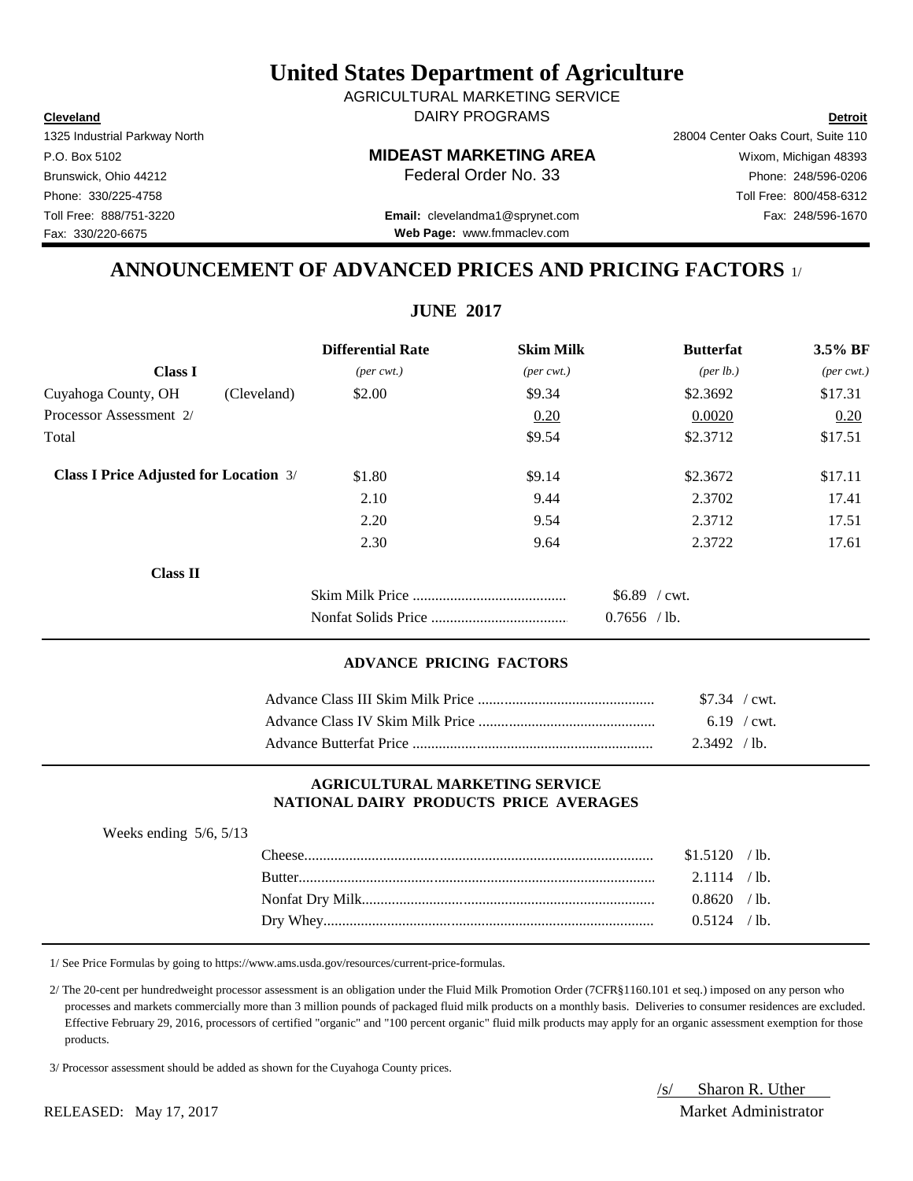# United States Department of Agriculture

AGRICULTURAL MARKETING SERVICE

DAIRY PROGRAMS

| **Cleveland** | | **Detroit** |
|---|---|---|
| 1325 Industrial Parkway North | | 28004 Center Oaks Court, Suite 110 |
| P.O. Box 5102 | **MIDEAST MARKETING AREA** | Wixom, Michigan 48393 |
| Brunswick, Ohio 44212 | Federal Order No. 33 | Phone: 248/596-0206 |
| Phone: 330/225-4758 | | Toll Free: 800/458-6312 |
| Toll Free: 888/751-3220 | **Email:** clevelandma1@sprynet.com | Fax: 248/596-1670 |
| Fax: 330/220-6675 | **Web Page:** www.fmmaclev.com | |

## ANNOUNCEMENT OF ADVANCED PRICES AND PRICING FACTORS 1/

### JUNE 2017

| **Class I** | | **Differential Rate** *(per cwt.)* | **Skim Milk** *(per cwt.)* | **Butterfat** *(per lb.)* | **3.5% BF** *(per cwt.)* |
|---|---|---|---|---|---|
| Cuyahoga County, OH | (Cleveland) | $2.00 | $9.34 | $2.3692 | $17.31 |
| Processor Assessment 2/ | | | 0.20 | 0.0020 | 0.20 |
| Total | | | $9.54 | $2.3712 | $17.51 |
| **Class I Price Adjusted for Location** 3/ | | $1.80 | $9.14 | $2.3672 | $17.11 |
| | | 2.10 | 9.44 | 2.3702 | 17.41 |
| | | 2.20 | 9.54 | 2.3712 | 17.51 |
| | | 2.30 | 9.64 | 2.3722 | 17.61 |

**Class II**

| | |
|---|---|
| Skim Milk Price | $6.89 / cwt. |
| Nonfat Solids Price | 0.7656 / lb. |

### ADVANCE PRICING FACTORS

| | |
|---|---|
| Advance Class III Skim Milk Price | $7.34 / cwt. |
| Advance Class IV Skim Milk Price | 6.19 / cwt. |
| Advance Butterfat Price | 2.3492 / lb. |

### AGRICULTURAL MARKETING SERVICE NATIONAL DAIRY PRODUCTS PRICE AVERAGES

Weeks ending 5/6, 5/13

| | |
|---|---|
| Cheese | $1.5120 / lb. |
| Butter | 2.1114 / lb. |
| Nonfat Dry Milk | 0.8620 / lb. |
| Dry Whey | 0.5124 / lb. |

1/ See Price Formulas by going to https://www.ams.usda.gov/resources/current-price-formulas.

2/ The 20-cent per hundredweight processor assessment is an obligation under the Fluid Milk Promotion Order (7CFR§1160.101 et seq.) imposed on any person who processes and markets commercially more than 3 million pounds of packaged fluid milk products on a monthly basis. Deliveries to consumer residences are excluded. Effective February 29, 2016, processors of certified "organic" and "100 percent organic" fluid milk products may apply for an organic assessment exemption for those products.

3/ Processor assessment should be added as shown for the Cuyahoga County prices.

/s/ Sharon R. Uther
Market Administrator

RELEASED: May 17, 2017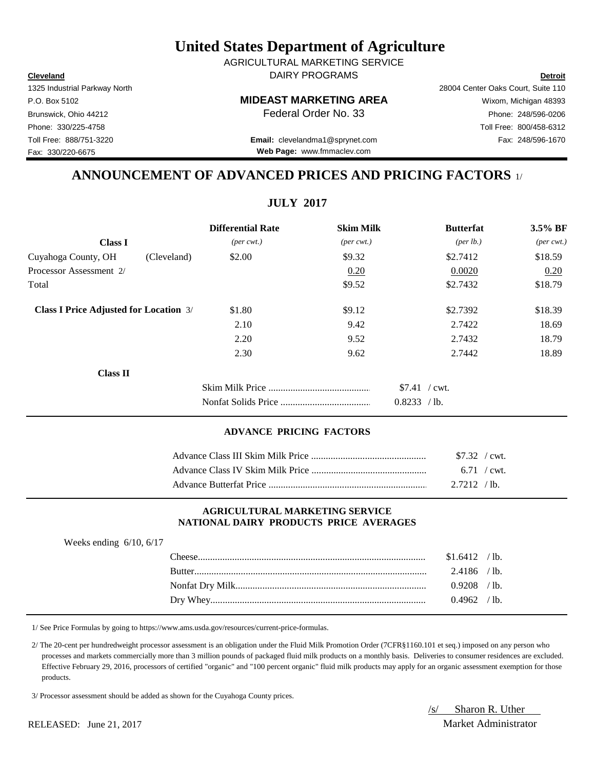# United States Department of Agriculture

AGRICULTURAL MARKETING SERVICE

DAIRY PROGRAMS

**MIDEAST MARKETING AREA**

Federal Order No. 33

**Cleveland**
1325 Industrial Parkway North
P.O. Box 5102
Brunswick, Ohio 44212
Phone: 330/225-4758
Toll Free: 888/751-3220
Fax: 330/220-6675

**Detroit**
28004 Center Oaks Court, Suite 110
Wixom, Michigan 48393
Phone: 248/596-0206
Toll Free: 800/458-6312
Fax: 248/596-1670

**Email:** clevelandma1@sprynet.com
**Web Page:** www.fmmaclev.com

## ANNOUNCEMENT OF ADVANCED PRICES AND PRICING FACTORS 1/

### JULY 2017

| **Class I** | | **Differential Rate** *(per cwt.)* | **Skim Milk** *(per cwt.)* | **Butterfat** *(per lb.)* | **3.5% BF** *(per cwt.)* |
|---|---|---|---|---|---|
| Cuyahoga County, OH | (Cleveland) | $2.00 | $9.32 | $2.7412 | $18.59 |
| Processor Assessment 2/ | | | 0.20 | 0.0020 | 0.20 |
| Total | | | $9.52 | $2.7432 | $18.79 |
| **Class I Price Adjusted for Location** 3/ | | $1.80 | $9.12 | $2.7392 | $18.39 |
| | | 2.10 | 9.42 | 2.7422 | 18.69 |
| | | 2.20 | 9.52 | 2.7432 | 18.79 |
| | | 2.30 | 9.62 | 2.7442 | 18.89 |

**Class II**

| | |
|---|---|
| Skim Milk Price | $7.41 / cwt. |
| Nonfat Solids Price | 0.8233 / lb. |

### ADVANCE PRICING FACTORS

| | |
|---|---|
| Advance Class III Skim Milk Price | $7.32 / cwt. |
| Advance Class IV Skim Milk Price | 6.71 / cwt. |
| Advance Butterfat Price | 2.7212 / lb. |

### AGRICULTURAL MARKETING SERVICE NATIONAL DAIRY PRODUCTS PRICE AVERAGES

Weeks ending 6/10, 6/17

| | |
|---|---|
| Cheese | $1.6412 / lb. |
| Butter | 2.4186 / lb. |
| Nonfat Dry Milk | 0.9208 / lb. |
| Dry Whey | 0.4962 / lb. |

1/ See Price Formulas by going to https://www.ams.usda.gov/resources/current-price-formulas.

2/ The 20-cent per hundredweight processor assessment is an obligation under the Fluid Milk Promotion Order (7CFR§1160.101 et seq.) imposed on any person who processes and markets commercially more than 3 million pounds of packaged fluid milk products on a monthly basis. Deliveries to consumer residences are excluded. Effective February 29, 2016, processors of certified "organic" and "100 percent organic" fluid milk products may apply for an organic assessment exemption for those products.

3/ Processor assessment should be added as shown for the Cuyahoga County prices.

RELEASED: June 21, 2017

/s/ Sharon R. Uther
Market Administrator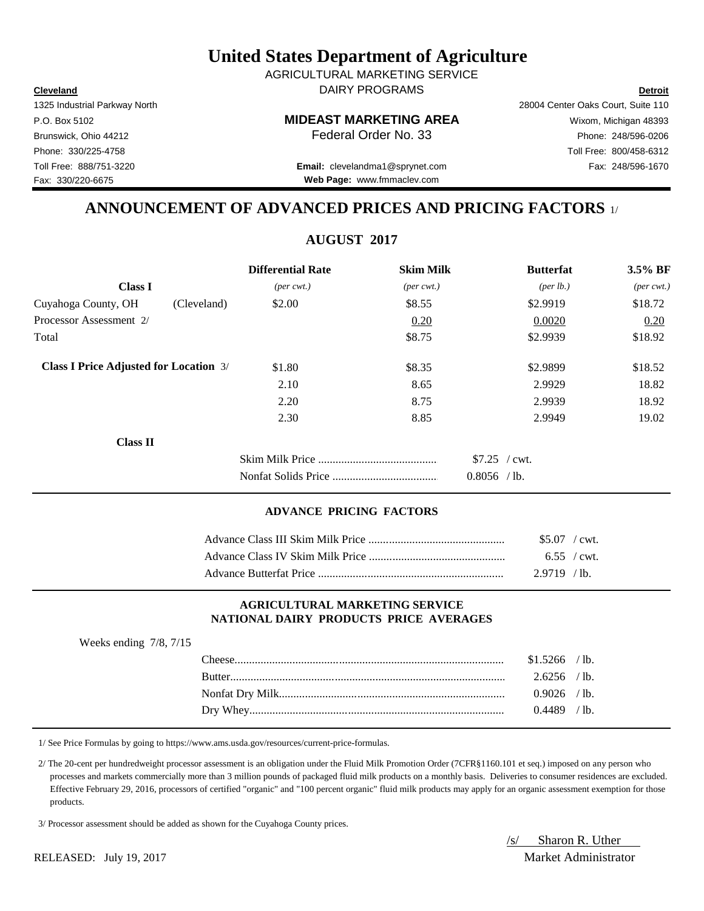# United States Department of Agriculture

AGRICULTURAL MARKETING SERVICE
DAIRY PROGRAMS

**Cleveland**
1325 Industrial Parkway North
P.O. Box 5102
Brunswick, Ohio 44212
Phone: 330/225-4758
Toll Free: 888/751-3220
Fax: 330/220-6675

**MIDEAST MARKETING AREA**
Federal Order No. 33

**Email:** clevelandma1@sprynet.com
**Web Page:** www.fmmaclev.com

**Detroit**
28004 Center Oaks Court, Suite 110
Wixom, Michigan 48393
Phone: 248/596-0206
Toll Free: 800/458-6312
Fax: 248/596-1670

## ANNOUNCEMENT OF ADVANCED PRICES AND PRICING FACTORS 1/

### AUGUST 2017

| | | Differential Rate | Skim Milk | Butterfat | 3.5% BF |
|---|---|---|---|---|---|
| **Class I** | | *(per cwt.)* | *(per cwt.)* | *(per lb.)* | *(per cwt.)* |
| Cuyahoga County, OH | (Cleveland) | $2.00 | $8.55 | $2.9919 | $18.72 |
| Processor Assessment 2/ | | | 0.20 | 0.0020 | 0.20 |
| Total | | | $8.75 | $2.9939 | $18.92 |
| **Class I Price Adjusted for Location** 3/ | | $1.80 | $8.35 | $2.9899 | $18.52 |
| | | 2.10 | 8.65 | 2.9929 | 18.82 |
| | | 2.20 | 8.75 | 2.9939 | 18.92 |
| | | 2.30 | 8.85 | 2.9949 | 19.02 |

**Class II**

| | |
|---|---|
| Skim Milk Price | $7.25 / cwt. |
| Nonfat Solids Price | 0.8056 / lb. |

### ADVANCE PRICING FACTORS

| | |
|---|---|
| Advance Class III Skim Milk Price | $5.07 / cwt. |
| Advance Class IV Skim Milk Price | 6.55 / cwt. |
| Advance Butterfat Price | 2.9719 / lb. |

### AGRICULTURAL MARKETING SERVICE NATIONAL DAIRY PRODUCTS PRICE AVERAGES

Weeks ending 7/8, 7/15

| | |
|---|---|
| Cheese | $1.5266 / lb. |
| Butter | 2.6256 / lb. |
| Nonfat Dry Milk | 0.9026 / lb. |
| Dry Whey | 0.4489 / lb. |

1/ See Price Formulas by going to https://www.ams.usda.gov/resources/current-price-formulas.

2/ The 20-cent per hundredweight processor assessment is an obligation under the Fluid Milk Promotion Order (7CFR§1160.101 et seq.) imposed on any person who processes and markets commercially more than 3 million pounds of packaged fluid milk products on a monthly basis. Deliveries to consumer residences are excluded. Effective February 29, 2016, processors of certified "organic" and "100 percent organic" fluid milk products may apply for an organic assessment exemption for those products.

3/ Processor assessment should be added as shown for the Cuyahoga County prices.

RELEASED: July 19, 2017

/s/ Sharon R. Uther
Market Administrator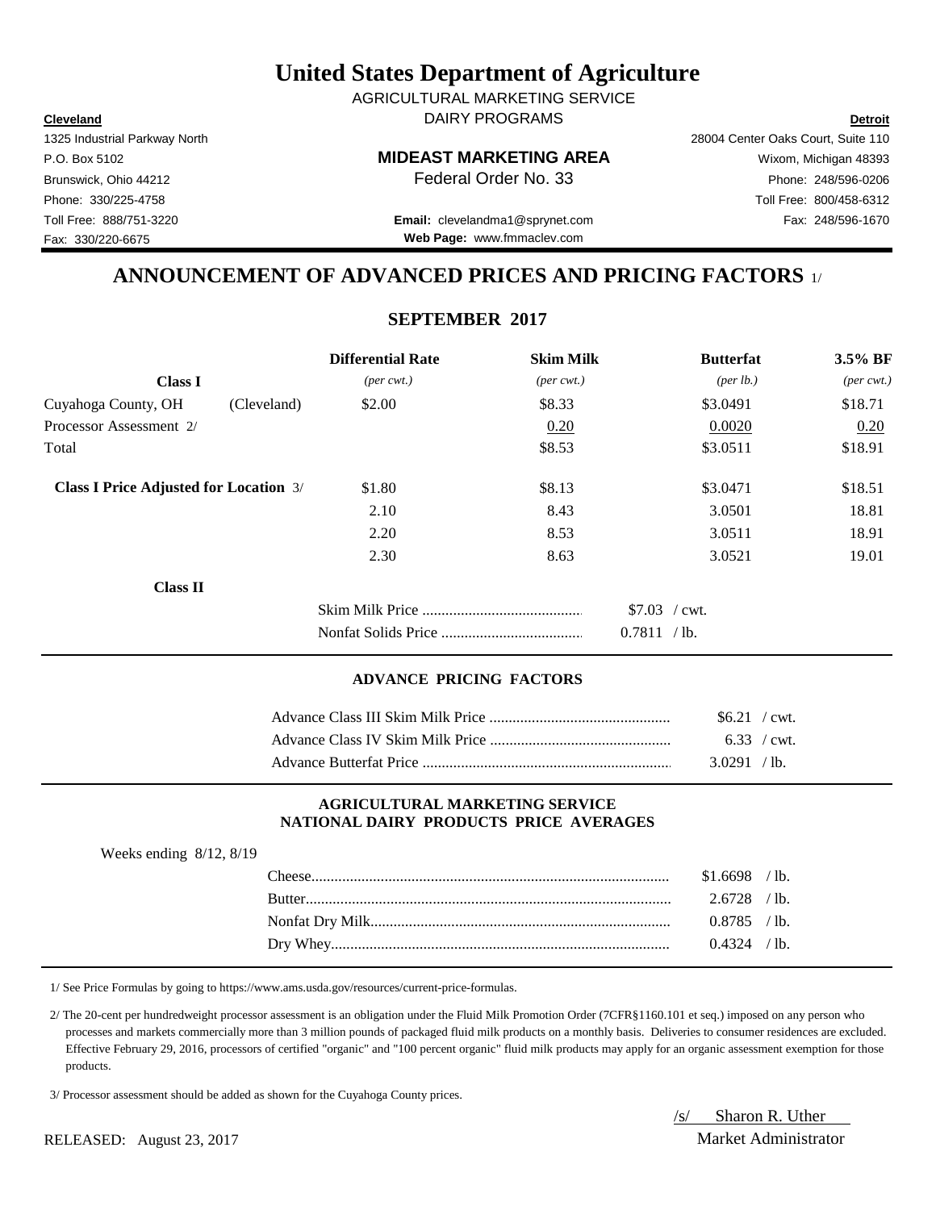# United States Department of Agriculture

AGRICULTURAL MARKETING SERVICE
DAIRY PROGRAMS

**Cleveland**
1325 Industrial Parkway North
P.O. Box 5102
Brunswick, Ohio 44212
Phone: 330/225-4758
Toll Free: 888/751-3220
Fax: 330/220-6675

**MIDEAST MARKETING AREA**
Federal Order No. 33

**Email:** clevelandma1@sprynet.com
**Web Page:** www.fmmaclev.com

**Detroit**
28004 Center Oaks Court, Suite 110
Wixom, Michigan 48393
Phone: 248/596-0206
Toll Free: 800/458-6312
Fax: 248/596-1670

## ANNOUNCEMENT OF ADVANCED PRICES AND PRICING FACTORS 1/

### SEPTEMBER 2017

| Class I | | Differential Rate *(per cwt.)* | Skim Milk *(per cwt.)* | Butterfat *(per lb.)* | 3.5% BF *(per cwt.)* |
|---|---|---|---|---|---|
| Cuyahoga County, OH | (Cleveland) | $2.00 | $8.33 | $3.0491 | $18.71 |
| Processor Assessment 2/ | | | 0.20 | 0.0020 | 0.20 |
| Total | | | $8.53 | $3.0511 | $18.91 |
| **Class I Price Adjusted for Location** 3/ | | $1.80 | $8.13 | $3.0471 | $18.51 |
| | | 2.10 | 8.43 | 3.0501 | 18.81 |
| | | 2.20 | 8.53 | 3.0511 | 18.91 |
| | | 2.30 | 8.63 | 3.0521 | 19.01 |

**Class II**

| | |
|---|---|
| Skim Milk Price | $7.03 / cwt. |
| Nonfat Solids Price | 0.7811 / lb. |

### ADVANCE PRICING FACTORS

| | |
|---|---|
| Advance Class III Skim Milk Price | $6.21 / cwt. |
| Advance Class IV Skim Milk Price | 6.33 / cwt. |
| Advance Butterfat Price | 3.0291 / lb. |

### AGRICULTURAL MARKETING SERVICE NATIONAL DAIRY PRODUCTS PRICE AVERAGES

Weeks ending 8/12, 8/19

| | |
|---|---|
| Cheese | $1.6698 / lb. |
| Butter | 2.6728 / lb. |
| Nonfat Dry Milk | 0.8785 / lb. |
| Dry Whey | 0.4324 / lb. |

1/ See Price Formulas by going to https://www.ams.usda.gov/resources/current-price-formulas.

2/ The 20-cent per hundredweight processor assessment is an obligation under the Fluid Milk Promotion Order (7CFR§1160.101 et seq.) imposed on any person who processes and markets commercially more than 3 million pounds of packaged fluid milk products on a monthly basis. Deliveries to consumer residences are excluded. Effective February 29, 2016, processors of certified "organic" and "100 percent organic" fluid milk products may apply for an organic assessment exemption for those products.

3/ Processor assessment should be added as shown for the Cuyahoga County prices.

/s/ Sharon R. Uther
Market Administrator

RELEASED: August 23, 2017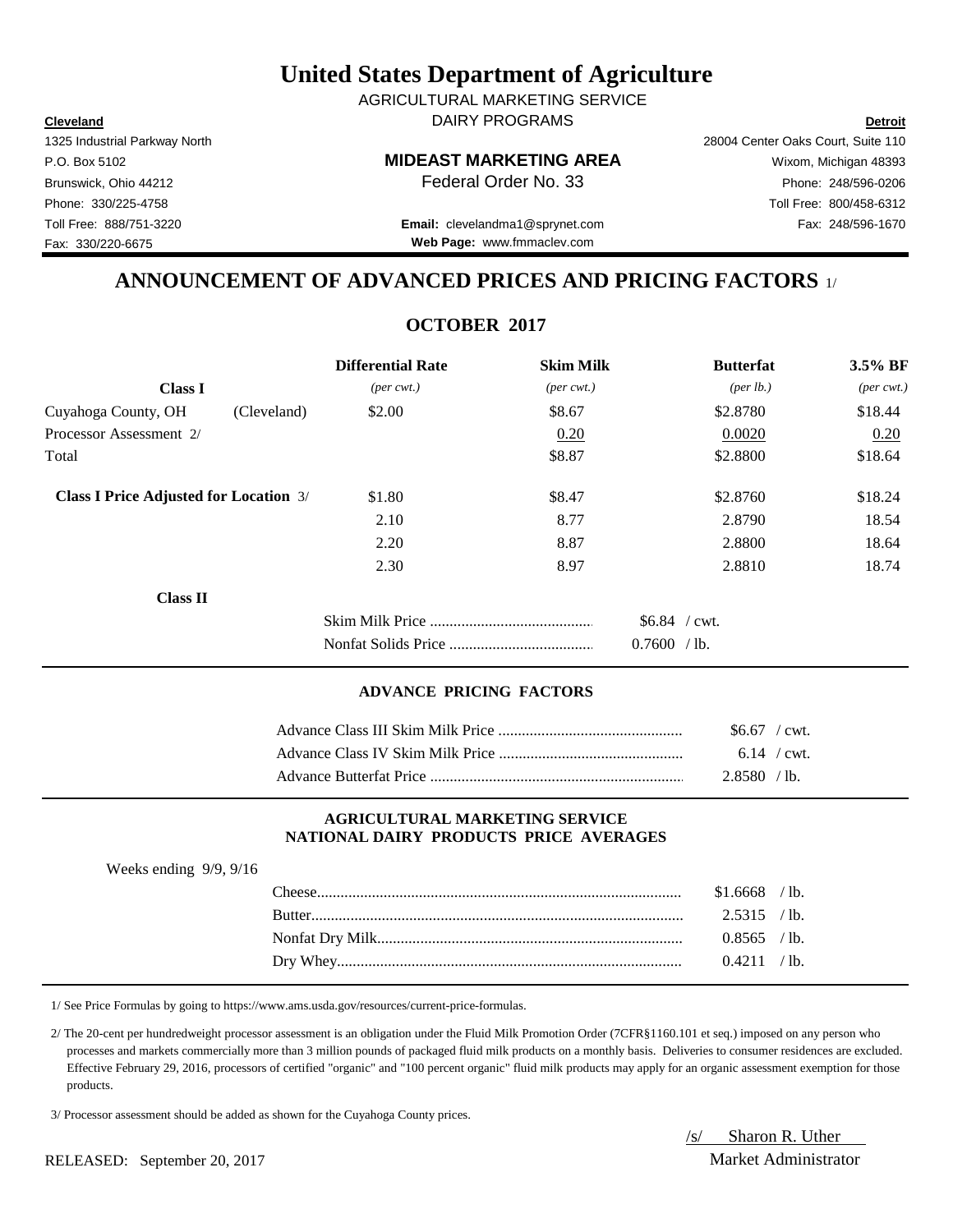# United States Department of Agriculture

AGRICULTURAL MARKETING SERVICE
DAIRY PROGRAMS

**Cleveland**
1325 Industrial Parkway North
P.O. Box 5102
Brunswick, Ohio 44212
Phone: 330/225-4758
Toll Free: 888/751-3220
Fax: 330/220-6675

**MIDEAST MARKETING AREA**
Federal Order No. 33

**Email:** clevelandma1@sprynet.com
**Web Page:** www.fmmaclev.com

**Detroit**
28004 Center Oaks Court, Suite 110
Wixom, Michigan 48393
Phone: 248/596-0206
Toll Free: 800/458-6312
Fax: 248/596-1670

## ANNOUNCEMENT OF ADVANCED PRICES AND PRICING FACTORS 1/

### OCTOBER 2017

| | | Differential Rate | Skim Milk | Butterfat | 3.5% BF |
|---|---|---|---|---|---|
| **Class I** | | *(per cwt.)* | *(per cwt.)* | *(per lb.)* | *(per cwt.)* |
| Cuyahoga County, OH | (Cleveland) | $2.00 | $8.67 | $2.8780 | $18.44 |
| Processor Assessment 2/ | | | 0.20 | 0.0020 | 0.20 |
| Total | | | $8.87 | $2.8800 | $18.64 |
| **Class I Price Adjusted for Location** 3/ | | $1.80 | $8.47 | $2.8760 | $18.24 |
| | | 2.10 | 8.77 | 2.8790 | 18.54 |
| | | 2.20 | 8.87 | 2.8800 | 18.64 |
| | | 2.30 | 8.97 | 2.8810 | 18.74 |

**Class II**

| | |
|---|---|
| Skim Milk Price | $6.84 / cwt. |
| Nonfat Solids Price | 0.7600 / lb. |

### ADVANCE PRICING FACTORS

| | |
|---|---|
| Advance Class III Skim Milk Price | $6.67 / cwt. |
| Advance Class IV Skim Milk Price | 6.14 / cwt. |
| Advance Butterfat Price | 2.8580 / lb. |

### AGRICULTURAL MARKETING SERVICE NATIONAL DAIRY PRODUCTS PRICE AVERAGES

Weeks ending 9/9, 9/16

| | |
|---|---|
| Cheese | $1.6668 / lb. |
| Butter | 2.5315 / lb. |
| Nonfat Dry Milk | 0.8565 / lb. |
| Dry Whey | 0.4211 / lb. |

1/ See Price Formulas by going to https://www.ams.usda.gov/resources/current-price-formulas.

2/ The 20-cent per hundredweight processor assessment is an obligation under the Fluid Milk Promotion Order (7CFR§1160.101 et seq.) imposed on any person who processes and markets commercially more than 3 million pounds of packaged fluid milk products on a monthly basis. Deliveries to consumer residences are excluded. Effective February 29, 2016, processors of certified "organic" and "100 percent organic" fluid milk products may apply for an organic assessment exemption for those products.

3/ Processor assessment should be added as shown for the Cuyahoga County prices.

RELEASED: September 20, 2017

/s/ Sharon R. Uther
Market Administrator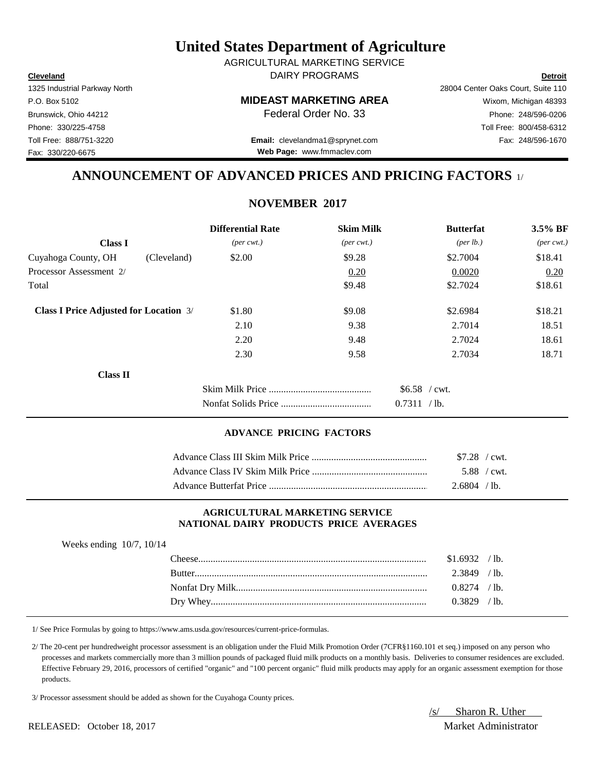# United States Department of Agriculture

AGRICULTURAL MARKETING SERVICE

DAIRY PROGRAMS

| **Cleveland** | | **Detroit** |
|---|---|---|
| 1325 Industrial Parkway North | | 28004 Center Oaks Court, Suite 110 |
| P.O. Box 5102 | **MIDEAST MARKETING AREA** | Wixom, Michigan 48393 |
| Brunswick, Ohio 44212 | Federal Order No. 33 | Phone: 248/596-0206 |
| Phone: 330/225-4758 | | Toll Free: 800/458-6312 |
| Toll Free: 888/751-3220 | **Email:** clevelandma1@sprynet.com | Fax: 248/596-1670 |
| Fax: 330/220-6675 | **Web Page:** www.fmmaclev.com | |

## ANNOUNCEMENT OF ADVANCED PRICES AND PRICING FACTORS 1/

### NOVEMBER 2017

| | | **Differential Rate** | **Skim Milk** | **Butterfat** | **3.5% BF** |
|---|---|---|---|---|---|
| **Class I** | | *(per cwt.)* | *(per cwt.)* | *(per lb.)* | *(per cwt.)* |
| Cuyahoga County, OH | (Cleveland) | $2.00 | $9.28 | $2.7004 | $18.41 |
| Processor Assessment 2/ | | | 0.20 | 0.0020 | 0.20 |
| Total | | | $9.48 | $2.7024 | $18.61 |
| **Class I Price Adjusted for Location** 3/ | | $1.80 | $9.08 | $2.6984 | $18.21 |
| | | 2.10 | 9.38 | 2.7014 | 18.51 |
| | | 2.20 | 9.48 | 2.7024 | 18.61 |
| | | 2.30 | 9.58 | 2.7034 | 18.71 |

**Class II**

| | |
|---|---|
| Skim Milk Price | $6.58 / cwt. |
| Nonfat Solids Price | 0.7311 / lb. |

#### ADVANCE PRICING FACTORS

| | |
|---|---|
| Advance Class III Skim Milk Price | $7.28 / cwt. |
| Advance Class IV Skim Milk Price | 5.88 / cwt. |
| Advance Butterfat Price | 2.6804 / lb. |

#### AGRICULTURAL MARKETING SERVICE
#### NATIONAL DAIRY PRODUCTS PRICE AVERAGES

Weeks ending 10/7, 10/14

| | |
|---|---|
| Cheese | $1.6932 / lb. |
| Butter | 2.3849 / lb. |
| Nonfat Dry Milk | 0.8274 / lb. |
| Dry Whey | 0.3829 / lb. |

1/ See Price Formulas by going to https://www.ams.usda.gov/resources/current-price-formulas.

2/ The 20-cent per hundredweight processor assessment is an obligation under the Fluid Milk Promotion Order (7CFR§1160.101 et seq.) imposed on any person who processes and markets commercially more than 3 million pounds of packaged fluid milk products on a monthly basis. Deliveries to consumer residences are excluded. Effective February 29, 2016, processors of certified "organic" and "100 percent organic" fluid milk products may apply for an organic assessment exemption for those products.

3/ Processor assessment should be added as shown for the Cuyahoga County prices.

/s/ Sharon R. Uther

Market Administrator

RELEASED: October 18, 2017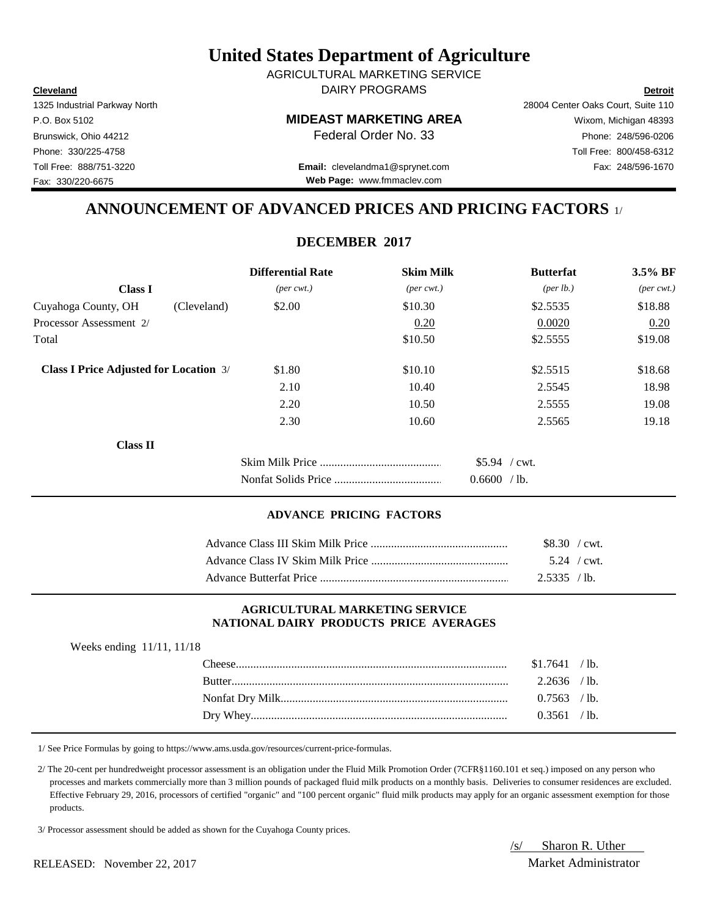# United States Department of Agriculture

AGRICULTURAL MARKETING SERVICE

DAIRY PROGRAMS

| **Cleveland** | | **Detroit** |
|---|---|---|
| 1325 Industrial Parkway North | | 28004 Center Oaks Court, Suite 110 |
| P.O. Box 5102 | **MIDEAST MARKETING AREA** | Wixom, Michigan 48393 |
| Brunswick, Ohio 44212 | Federal Order No. 33 | Phone: 248/596-0206 |
| Phone: 330/225-4758 | | Toll Free: 800/458-6312 |
| Toll Free: 888/751-3220 | **Email:** clevelandma1@sprynet.com | Fax: 248/596-1670 |
| Fax: 330/220-6675 | **Web Page:** www.fmmaclev.com | |

## ANNOUNCEMENT OF ADVANCED PRICES AND PRICING FACTORS 1/

### DECEMBER 2017

| **Class I** | | **Differential Rate** *(per cwt.)* | **Skim Milk** *(per cwt.)* | **Butterfat** *(per lb.)* | **3.5% BF** *(per cwt.)* |
|---|---|---|---|---|---|
| Cuyahoga County, OH | (Cleveland) | $2.00 | $10.30 | $2.5535 | $18.88 |
| Processor Assessment 2/ | | | 0.20 | 0.0020 | 0.20 |
| Total | | | $10.50 | $2.5555 | $19.08 |
| **Class I Price Adjusted for Location** 3/ | | $1.80 | $10.10 | $2.5515 | $18.68 |
| | | 2.10 | 10.40 | 2.5545 | 18.98 |
| | | 2.20 | 10.50 | 2.5555 | 19.08 |
| | | 2.30 | 10.60 | 2.5565 | 19.18 |

**Class II**

| | |
|---|---|
| Skim Milk Price | $5.94 / cwt. |
| Nonfat Solids Price | 0.6600 / lb. |

#### ADVANCE PRICING FACTORS

| | |
|---|---|
| Advance Class III Skim Milk Price | $8.30 / cwt. |
| Advance Class IV Skim Milk Price | 5.24 / cwt. |
| Advance Butterfat Price | 2.5335 / lb. |

#### AGRICULTURAL MARKETING SERVICE NATIONAL DAIRY PRODUCTS PRICE AVERAGES

Weeks ending 11/11, 11/18

| | |
|---|---|
| Cheese | $1.7641 / lb. |
| Butter | 2.2636 / lb. |
| Nonfat Dry Milk | 0.7563 / lb. |
| Dry Whey | 0.3561 / lb. |

1/ See Price Formulas by going to https://www.ams.usda.gov/resources/current-price-formulas.

2/ The 20-cent per hundredweight processor assessment is an obligation under the Fluid Milk Promotion Order (7CFR§1160.101 et seq.) imposed on any person who processes and markets commercially more than 3 million pounds of packaged fluid milk products on a monthly basis. Deliveries to consumer residences are excluded. Effective February 29, 2016, processors of certified "organic" and "100 percent organic" fluid milk products may apply for an organic assessment exemption for those products.

3/ Processor assessment should be added as shown for the Cuyahoga County prices.

RELEASED: November 22, 2017

/s/ Sharon R. Uther
Market Administrator